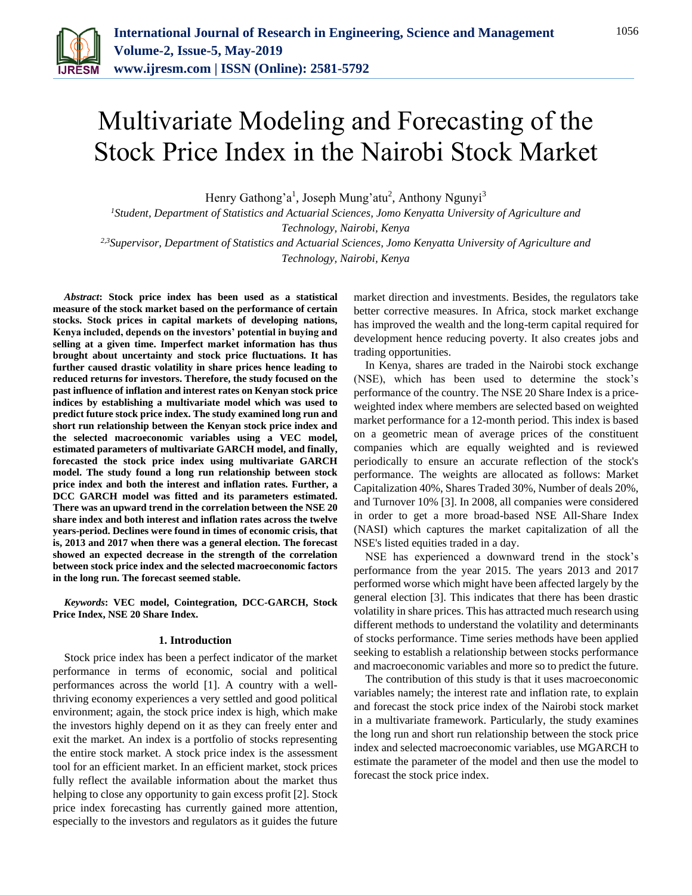# Multivariate Modeling and Forecasting of the Stock Price Index in the Nairobi Stock Market

Henry Gathong'a[1], Joseph Mung'atu[2], Anthony Ngunyi[3]

[1]Student, Department of Statistics and Actuarial Sciences, Jomo Kenyatta University of Agriculture and Technology, Nairobi, Kenya

[2,3]Supervisor, Department of Statistics and Actuarial Sciences, Jomo Kenyatta University of Agriculture and Technology, Nairobi, Kenya

***Abstract*: Stock price index has been used as a statistical measure of the stock market based on the performance of certain stocks. Stock prices in capital markets of developing nations, Kenya included, depends on the investors' potential in buying and selling at a given time. Imperfect market information has thus brought about uncertainty and stock price fluctuations. It has further caused drastic volatility in share prices hence leading to reduced returns for investors. Therefore, the study focused on the past influence of inflation and interest rates on Kenyan stock price indices by establishing a multivariate model which was used to predict future stock price index. The study examined long run and short run relationship between the Kenyan stock price index and the selected macroeconomic variables using a VEC model, estimated parameters of multivariate GARCH model, and finally, forecasted the stock price index using multivariate GARCH model. The study found a long run relationship between stock price index and both the interest and inflation rates. Further, a DCC GARCH model was fitted and its parameters estimated. There was an upward trend in the correlation between the NSE 20 share index and both interest and inflation rates across the twelve years-period. Declines were found in times of economic crisis, that is, 2013 and 2017 when there was a general election. The forecast showed an expected decrease in the strength of the correlation between stock price index and the selected macroeconomic factors in the long run. The forecast seemed stable.**

***Keywords*: VEC model, Cointegration, DCC-GARCH, Stock Price Index, NSE 20 Share Index.**

## 1. Introduction

Stock price index has been a perfect indicator of the market performance in terms of economic, social and political performances across the world [1]. A country with a well-thriving economy experiences a very settled and good political environment; again, the stock price index is high, which make the investors highly depend on it as they can freely enter and exit the market. An index is a portfolio of stocks representing the entire stock market. A stock price index is the assessment tool for an efficient market. In an efficient market, stock prices fully reflect the available information about the market thus helping to close any opportunity to gain excess profit [2]. Stock price index forecasting has currently gained more attention, especially to the investors and regulators as it guides the future market direction and investments. Besides, the regulators take better corrective measures. In Africa, stock market exchange has improved the wealth and the long-term capital required for development hence reducing poverty. It also creates jobs and trading opportunities.

In Kenya, shares are traded in the Nairobi stock exchange (NSE), which has been used to determine the stock's performance of the country. The NSE 20 Share Index is a price-weighted index where members are selected based on weighted market performance for a 12-month period. This index is based on a geometric mean of average prices of the constituent companies which are equally weighted and is reviewed periodically to ensure an accurate reflection of the stock's performance. The weights are allocated as follows: Market Capitalization 40%, Shares Traded 30%, Number of deals 20%, and Turnover 10% [3]. In 2008, all companies were considered in order to get a more broad-based NSE All-Share Index (NASI) which captures the market capitalization of all the NSE's listed equities traded in a day.

NSE has experienced a downward trend in the stock's performance from the year 2015. The years 2013 and 2017 performed worse which might have been affected largely by the general election [3]. This indicates that there has been drastic volatility in share prices. This has attracted much research using different methods to understand the volatility and determinants of stocks performance. Time series methods have been applied seeking to establish a relationship between stocks performance and macroeconomic variables and more so to predict the future.

The contribution of this study is that it uses macroeconomic variables namely; the interest rate and inflation rate, to explain and forecast the stock price index of the Nairobi stock market in a multivariate framework. Particularly, the study examines the long run and short run relationship between the stock price index and selected macroeconomic variables, use MGARCH to estimate the parameter of the model and then use the model to forecast the stock price index.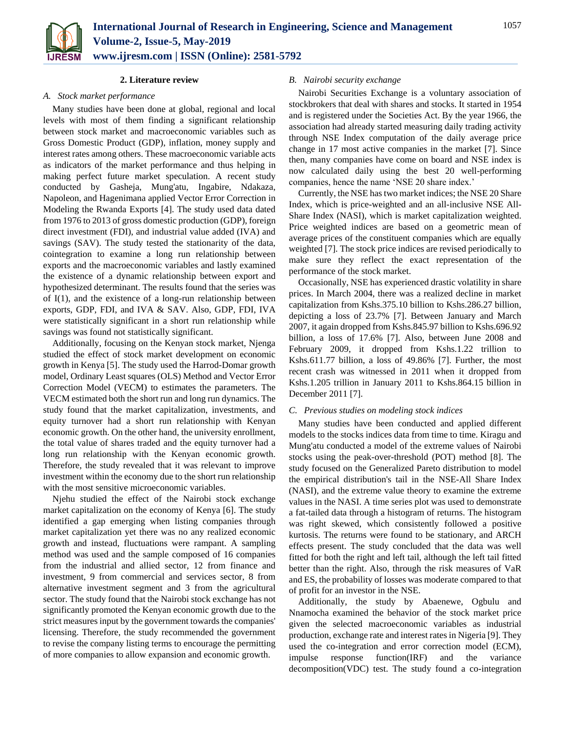## 2. Literature review

### *A. Stock market performance*

Many studies have been done at global, regional and local levels with most of them finding a significant relationship between stock market and macroeconomic variables such as Gross Domestic Product (GDP), inflation, money supply and interest rates among others. These macroeconomic variable acts as indicators of the market performance and thus helping in making perfect future market speculation. A recent study conducted by Gasheja, Mung'atu, Ingabire, Ndakaza, Napoleon, and Hagenimana applied Vector Error Correction in Modeling the Rwanda Exports [4]. The study used data dated from 1976 to 2013 of gross domestic production (GDP), foreign direct investment (FDI), and industrial value added (IVA) and savings (SAV). The study tested the stationarity of the data, cointegration to examine a long run relationship between exports and the macroeconomic variables and lastly examined the existence of a dynamic relationship between export and hypothesized determinant. The results found that the series was of I(1), and the existence of a long-run relationship between exports, GDP, FDI, and IVA & SAV. Also, GDP, FDI, IVA were statistically significant in a short run relationship while savings was found not statistically significant.

Additionally, focusing on the Kenyan stock market, Njenga studied the effect of stock market development on economic growth in Kenya [5]. The study used the Harrod-Domar growth model, Ordinary Least squares (OLS) Method and Vector Error Correction Model (VECM) to estimates the parameters. The VECM estimated both the short run and long run dynamics. The study found that the market capitalization, investments, and equity turnover had a short run relationship with Kenyan economic growth. On the other hand, the university enrollment, the total value of shares traded and the equity turnover had a long run relationship with the Kenyan economic growth. Therefore, the study revealed that it was relevant to improve investment within the economy due to the short run relationship with the most sensitive microeconomic variables.

Njehu studied the effect of the Nairobi stock exchange market capitalization on the economy of Kenya [6]. The study identified a gap emerging when listing companies through market capitalization yet there was no any realized economic growth and instead, fluctuations were rampant. A sampling method was used and the sample composed of 16 companies from the industrial and allied sector, 12 from finance and investment, 9 from commercial and services sector, 8 from alternative investment segment and 3 from the agricultural sector. The study found that the Nairobi stock exchange has not significantly promoted the Kenyan economic growth due to the strict measures input by the government towards the companies' licensing. Therefore, the study recommended the government to revise the company listing terms to encourage the permitting of more companies to allow expansion and economic growth.

### *B. Nairobi security exchange*

Nairobi Securities Exchange is a voluntary association of stockbrokers that deal with shares and stocks. It started in 1954 and is registered under the Societies Act. By the year 1966, the association had already started measuring daily trading activity through NSE Index computation of the daily average price change in 17 most active companies in the market [7]. Since then, many companies have come on board and NSE index is now calculated daily using the best 20 well-performing companies, hence the name 'NSE 20 share index.'

Currently, the NSE has two market indices; the NSE 20 Share Index, which is price-weighted and an all-inclusive NSE All-Share Index (NASI), which is market capitalization weighted. Price weighted indices are based on a geometric mean of average prices of the constituent companies which are equally weighted [7]. The stock price indices are revised periodically to make sure they reflect the exact representation of the performance of the stock market.

Occasionally, NSE has experienced drastic volatility in share prices. In March 2004, there was a realized decline in market capitalization from Kshs.375.10 billion to Kshs.286.27 billion, depicting a loss of 23.7% [7]. Between January and March 2007, it again dropped from Kshs.845.97 billion to Kshs.696.92 billion, a loss of 17.6% [7]. Also, between June 2008 and February 2009, it dropped from Kshs.1.22 trillion to Kshs.611.77 billion, a loss of 49.86% [7]. Further, the most recent crash was witnessed in 2011 when it dropped from Kshs.1.205 trillion in January 2011 to Kshs.864.15 billion in December 2011 [7].

### *C. Previous studies on modeling stock indices*

Many studies have been conducted and applied different models to the stocks indices data from time to time. Kiragu and Mung'atu conducted a model of the extreme values of Nairobi stocks using the peak-over-threshold (POT) method [8]. The study focused on the Generalized Pareto distribution to model the empirical distribution's tail in the NSE-All Share Index (NASI), and the extreme value theory to examine the extreme values in the NASI. A time series plot was used to demonstrate a fat-tailed data through a histogram of returns. The histogram was right skewed, which consistently followed a positive kurtosis. The returns were found to be stationary, and ARCH effects present. The study concluded that the data was well fitted for both the right and left tail, although the left tail fitted better than the right. Also, through the risk measures of VaR and ES, the probability of losses was moderate compared to that of profit for an investor in the NSE.

Additionally, the study by Abaenewe, Ogbulu and Nnamocha examined the behavior of the stock market price given the selected macroeconomic variables as industrial production, exchange rate and interest rates in Nigeria [9]. They used the co-integration and error correction model (ECM), impulse response function(IRF) and the variance decomposition(VDC) test. The study found a co-integration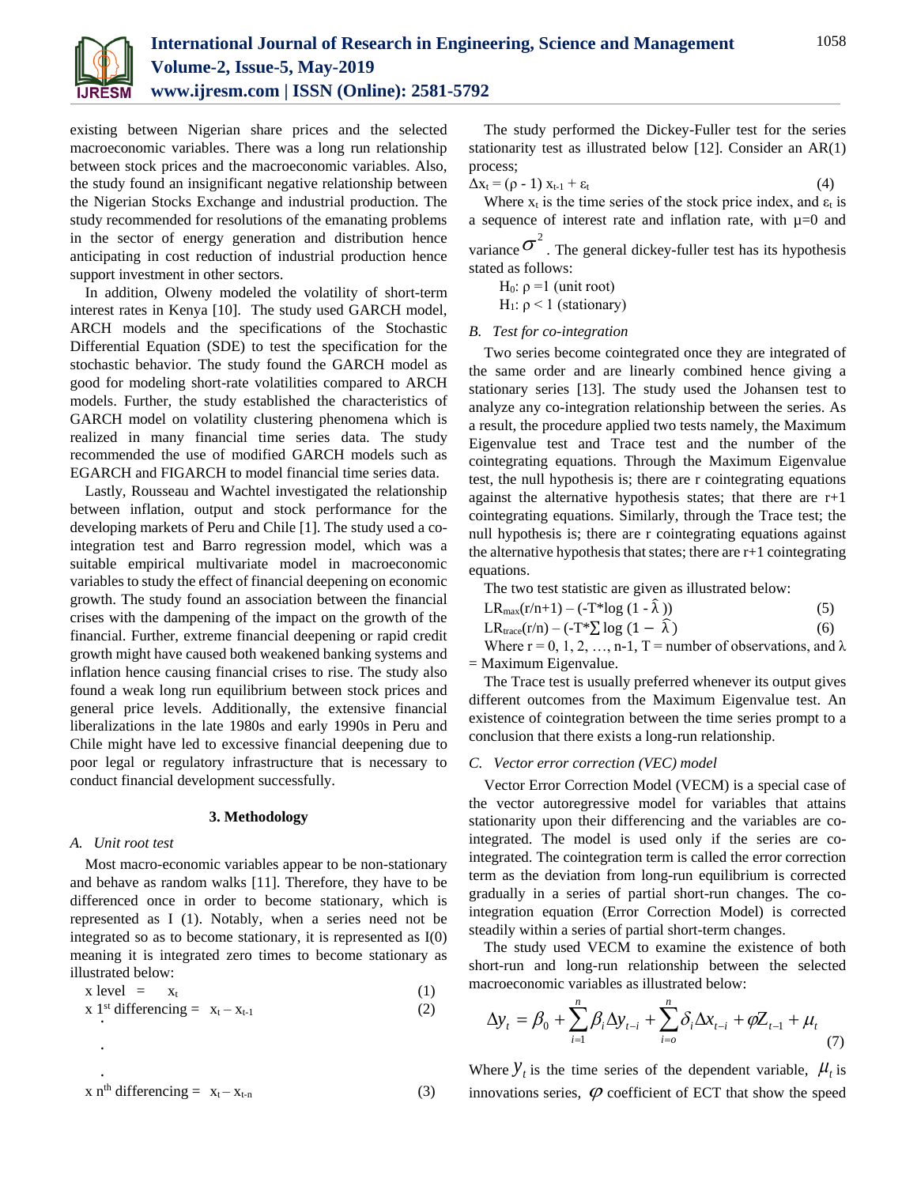existing between Nigerian share prices and the selected macroeconomic variables. There was a long run relationship between stock prices and the macroeconomic variables. Also, the study found an insignificant negative relationship between the Nigerian Stocks Exchange and industrial production. The study recommended for resolutions of the emanating problems in the sector of energy generation and distribution hence anticipating in cost reduction of industrial production hence support investment in other sectors.

In addition, Olweny modeled the volatility of short-term interest rates in Kenya [10]. The study used GARCH model, ARCH models and the specifications of the Stochastic Differential Equation (SDE) to test the specification for the stochastic behavior. The study found the GARCH model as good for modeling short-rate volatilities compared to ARCH models. Further, the study established the characteristics of GARCH model on volatility clustering phenomena which is realized in many financial time series data. The study recommended the use of modified GARCH models such as EGARCH and FIGARCH to model financial time series data.

Lastly, Rousseau and Wachtel investigated the relationship between inflation, output and stock performance for the developing markets of Peru and Chile [1]. The study used a co-integration test and Barro regression model, which was a suitable empirical multivariate model in macroeconomic variables to study the effect of financial deepening on economic growth. The study found an association between the financial crises with the dampening of the impact on the growth of the financial. Further, extreme financial deepening or rapid credit growth might have caused both weakened banking systems and inflation hence causing financial crises to rise. The study also found a weak long run equilibrium between stock prices and general price levels. Additionally, the extensive financial liberalizations in the late 1980s and early 1990s in Peru and Chile might have led to excessive financial deepening due to poor legal or regulatory infrastructure that is necessary to conduct financial development successfully.

## 3. Methodology

### A. *Unit root test*

Most macro-economic variables appear to be non-stationary and behave as random walks [11]. Therefore, they have to be differenced once in order to become stationary, which is represented as I (1). Notably, when a series need not be integrated so as to become stationary, it is represented as I(0) meaning it is integrated zero times to become stationary as illustrated below:

$$x \text{ level} = x_t \tag{1}$$

$$x \text{ 1}^{st} \text{ differencing} = x_t - x_{t-1} \tag{2}$$

.

.

.

$$x \text{ n}^{th} \text{ differencing} = x_t - x_{t-n} \tag{3}$$

The study performed the Dickey-Fuller test for the series stationarity test as illustrated below [12]. Consider an AR(1) process;

$$\Delta x_t = (\rho - 1)\, x_{t-1} + \varepsilon_t \tag{4}$$

Where $x_t$ is the time series of the stock price index, and $\varepsilon_t$ is a sequence of interest rate and inflation rate, with $\mu$=0 and variance $\sigma^2$. The general dickey-fuller test has its hypothesis stated as follows:

$H_0$: $\rho$ =1 (unit root)

$H_1$: $\rho$ < 1 (stationary)

### B. *Test for co-integration*

Two series become cointegrated once they are integrated of the same order and are linearly combined hence giving a stationary series [13]. The study used the Johansen test to analyze any co-integration relationship between the series. As a result, the procedure applied two tests namely, the Maximum Eigenvalue test and Trace test and the number of the cointegrating equations. Through the Maximum Eigenvalue test, the null hypothesis is; there are r cointegrating equations against the alternative hypothesis states; that there are r+1 cointegrating equations. Similarly, through the Trace test; the null hypothesis is; there are r cointegrating equations against the alternative hypothesis that states; there are r+1 cointegrating equations.

The two test statistic are given as illustrated below:

$$LR_{max}(r/n+1) - (-T^*\log(1 - \hat{\lambda})) \tag{5}$$

$$LR_{trace}(r/n) - (-T^*\sum \log(1 - \hat{\lambda})) \tag{6}$$

Where r = 0, 1, 2, …, n-1, T = number of observations, and $\lambda$ = Maximum Eigenvalue.

The Trace test is usually preferred whenever its output gives different outcomes from the Maximum Eigenvalue test. An existence of cointegration between the time series prompt to a conclusion that there exists a long-run relationship.

### C. *Vector error correction (VEC) model*

Vector Error Correction Model (VECM) is a special case of the vector autoregressive model for variables that attains stationarity upon their differencing and the variables are co-integrated. The model is used only if the series are co-integrated. The cointegration term is called the error correction term as the deviation from long-run equilibrium is corrected gradually in a series of partial short-run changes. The co-integration equation (Error Correction Model) is corrected steadily within a series of partial short-term changes.

The study used VECM to examine the existence of both short-run and long-run relationship between the selected macroeconomic variables as illustrated below:

$$\Delta y_t = \beta_0 + \sum_{i=1}^{n} \beta_i \Delta y_{t-i} + \sum_{i=o}^{n} \delta_i \Delta x_{t-i} + \varphi Z_{t-1} + \mu_t \tag{7}$$

Where $y_t$ is the time series of the dependent variable, $\mu_t$ is innovations series, $\varphi$ coefficient of ECT that show the speed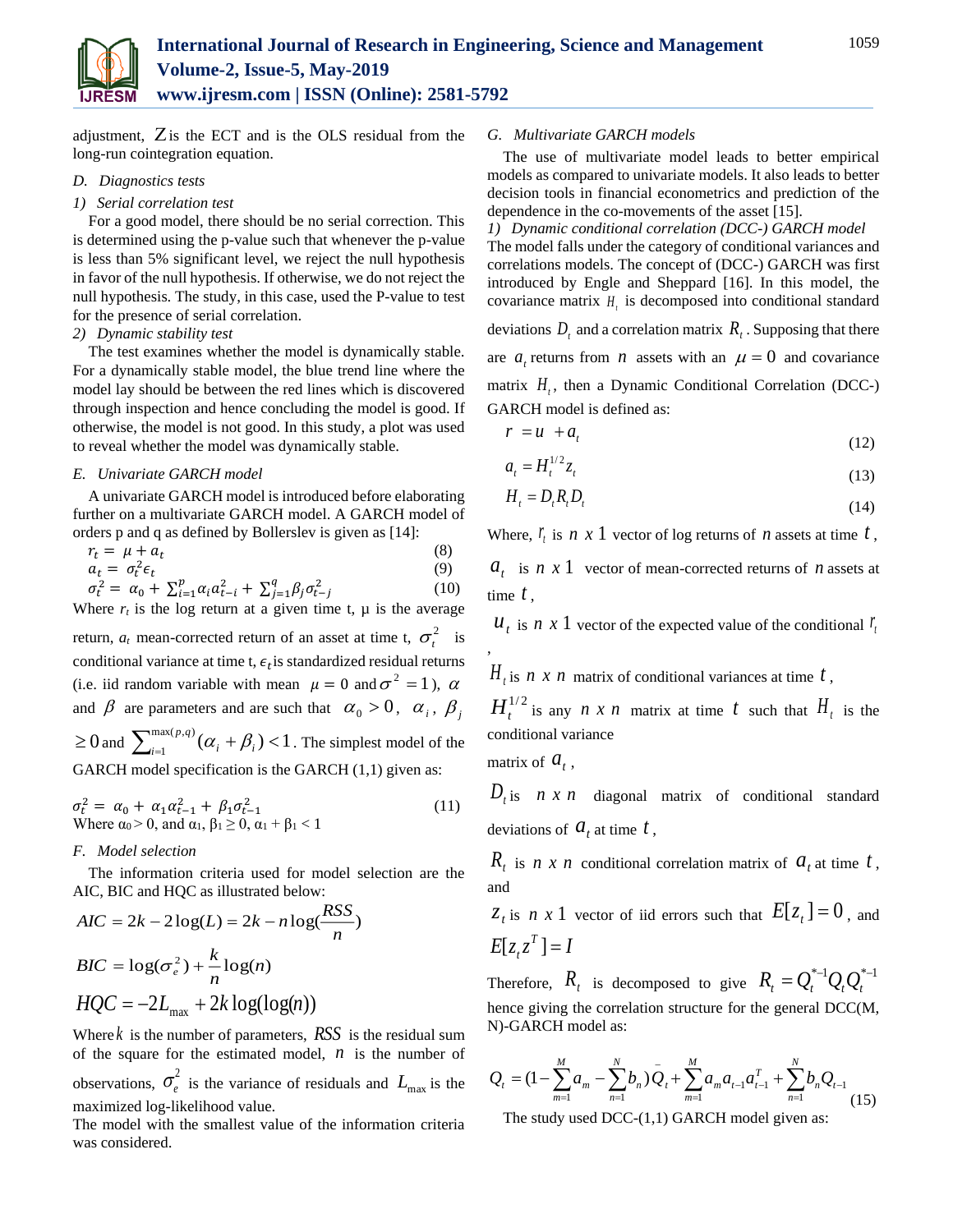adjustment, $Z$ is the ECT and is the OLS residual from the long-run cointegration equation.

### D. Diagnostics tests

#### 1) Serial correlation test

For a good model, there should be no serial correction. This is determined using the p-value such that whenever the p-value is less than 5% significant level, we reject the null hypothesis in favor of the null hypothesis. If otherwise, we do not reject the null hypothesis. The study, in this case, used the P-value to test for the presence of serial correlation.

#### 2) Dynamic stability test

The test examines whether the model is dynamically stable. For a dynamically stable model, the blue trend line where the model lay should be between the red lines which is discovered through inspection and hence concluding the model is good. If otherwise, the model is not good. In this study, a plot was used to reveal whether the model was dynamically stable.

### E. Univariate GARCH model

A univariate GARCH model is introduced before elaborating further on a multivariate GARCH model. A GARCH model of orders p and q as defined by Bollerslev is given as [14]:

$$r_t = \mu + a_t \tag{8}$$

$$a_t = \sigma_t^2 \epsilon_t \tag{9}$$

$$\sigma_t^2 = \alpha_0 + \sum_{i=1}^{p} \alpha_i a_{t-i}^2 + \sum_{j=1}^{q} \beta_j \sigma_{t-j}^2 \tag{10}$$

Where $r_t$ is the log return at a given time t, μ is the average return, $a_t$ mean-corrected return of an asset at time t, $\sigma_t^2$ is conditional variance at time t, $\epsilon_t$ is standardized residual returns (i.e. iid random variable with mean $\mu = 0$ and $\sigma^2 = 1$), $\alpha$ and $\beta$ are parameters and are such that $\alpha_0 > 0$, $\alpha_i$, $\beta_j \geq 0$ and $\sum_{i=1}^{\max(p,q)} (\alpha_i + \beta_i) < 1$. The simplest model of the GARCH model specification is the GARCH (1,1) given as:

$$\sigma_t^2 = \alpha_0 + \alpha_1 \alpha_{t-1}^2 + \beta_1 \sigma_{t-1}^2 \tag{11}$$

Where $\alpha_0 > 0$, and $\alpha_1, \beta_1 \geq 0$, $\alpha_1 + \beta_1 < 1$

### F. Model selection

The information criteria used for model selection are the AIC, BIC and HQC as illustrated below:

$$AIC = 2k - 2\log(L) = 2k - n\log(\frac{RSS}{n})$$

$$BIC = \log(\sigma_e^2) + \frac{k}{n}\log(n)$$

$$HQC = -2L_{\max} + 2k\log(\log(n))$$

Where $k$ is the number of parameters, $RSS$ is the residual sum of the square for the estimated model, $n$ is the number of observations, $\sigma_e^2$ is the variance of residuals and $L_{\max}$ is the maximized log-likelihood value.

The model with the smallest value of the information criteria was considered.

### G. Multivariate GARCH models

The use of multivariate model leads to better empirical models as compared to univariate models. It also leads to better decision tools in financial econometrics and prediction of the dependence in the co-movements of the asset [15].

#### 1) Dynamic conditional correlation (DCC-) GARCH model

The model falls under the category of conditional variances and correlations models. The concept of (DCC-) GARCH was first introduced by Engle and Sheppard [16]. In this model, the covariance matrix $H_t$ is decomposed into conditional standard deviations $D_t$ and a correlation matrix $R_t$. Supposing that there are $a_t$ returns from $n$ assets with an $\mu = 0$ and covariance matrix $H_t$, then a Dynamic Conditional Correlation (DCC-) GARCH model is defined as:

$$r = u + a_t \tag{12}$$

$$a_t = H_t^{1/2} z_t \tag{13}$$

$$H_t = D_t R_t D_t \tag{14}$$

Where, $r_t$ is $n \ x \ 1$ vector of log returns of $n$ assets at time $t$,

$a_t$ is $n \ x \ 1$ vector of mean-corrected returns of $n$ assets at time $t$,

$u_t$ is $n \ x \ 1$ vector of the expected value of the conditional $r_t$,

$H_t$ is $n \ x \ n$ matrix of conditional variances at time $t$,

$H_t^{1/2}$ is any $n \ x \ n$ matrix at time $t$ such that $H_t$ is the conditional variance matrix of $a_t$,

$D_t$ is $n \ x \ n$ diagonal matrix of conditional standard deviations of $a_t$ at time $t$,

$R_t$ is $n \ x \ n$ conditional correlation matrix of $a_t$ at time $t$, and

$z_t$ is $n \ x \ 1$ vector of iid errors such that $E[z_t] = 0$, and $E[z_t z^T] = I$

Therefore, $R_t$ is decomposed to give $R_t = Q_t^{*-1} Q_t Q_t^{*-1}$ hence giving the correlation structure for the general DCC(M, N)-GARCH model as:

$$Q_t = (1 - \sum_{m=1}^{M} a_m - \sum_{n=1}^{N} b_n)\bar{Q}_t + \sum_{m=1}^{M} a_m a_{t-1} a_{t-1}^T + \sum_{n=1}^{N} b_n Q_{t-1} \tag{15}$$

The study used DCC-(1,1) GARCH model given as: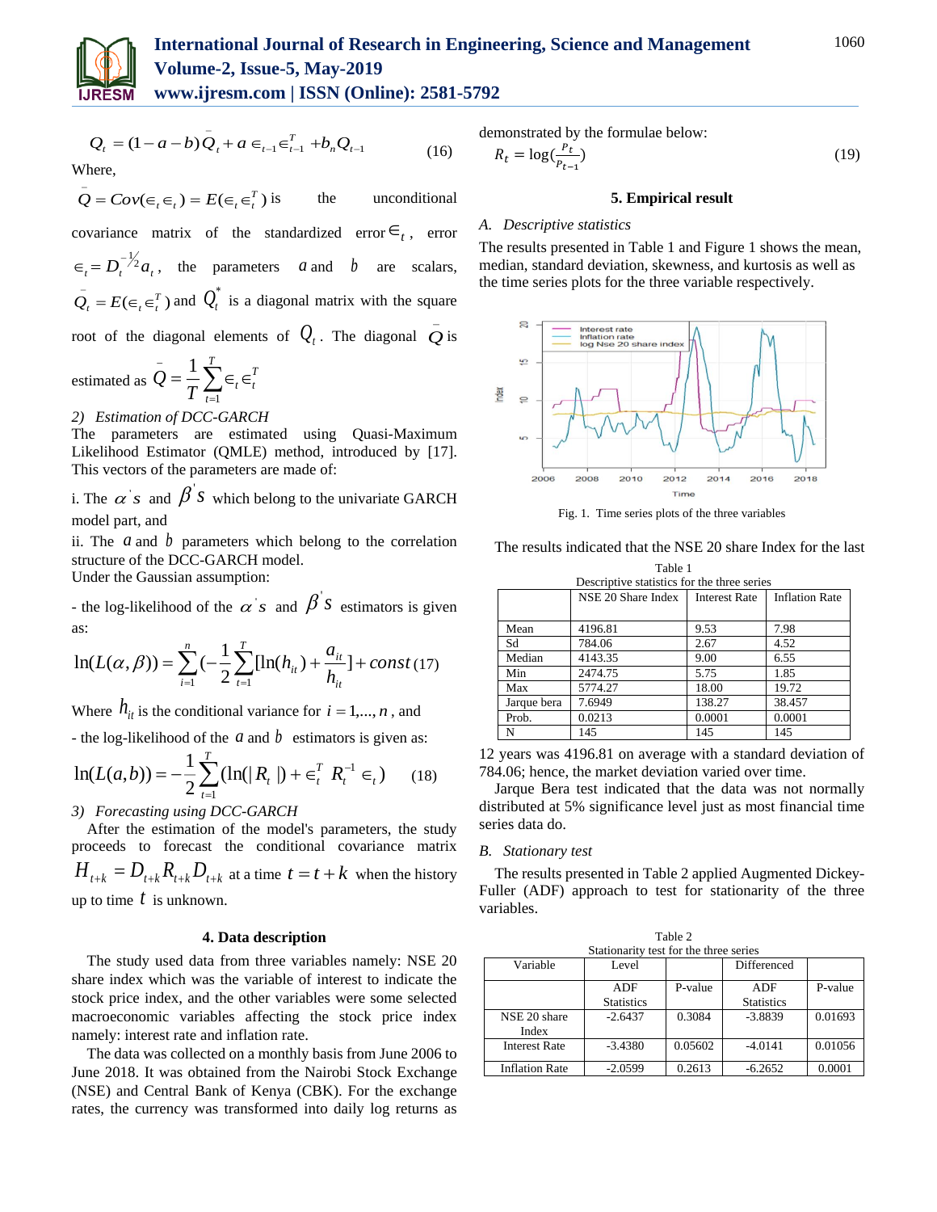$$Q_t = (1-a-b)\bar{Q}_t + a \in_{t-1}\in_{t-1}^T + b_n Q_{t-1} \quad (16)$$

Where,

$\bar{Q} = Cov(\in_t \in_t) = E(\in_t \in_t^T)$ is the unconditional covariance matrix of the standardized error $\in_t$, error $\in_t = D_t^{-1/2} a_t$, the parameters $a$ and $b$ are scalars, $\bar{Q}_t = E(\in_t \in_t^T)$ and $Q_t^*$ is a diagonal matrix with the square root of the diagonal elements of $Q_t$. The diagonal $\bar{Q}$ is estimated as $\bar{Q} = \frac{1}{T}\sum_{t=1}^{T} \in_t \in_t^T$

*2) Estimation of DCC-GARCH*

The parameters are estimated using Quasi-Maximum Likelihood Estimator (QMLE) method, introduced by [17]. This vectors of the parameters are made of:

i. The $\alpha's$ and $\beta's$ which belong to the univariate GARCH model part, and

ii. The $a$ and $b$ parameters which belong to the correlation structure of the DCC-GARCH model.

Under the Gaussian assumption:

- the log-likelihood of the $\alpha's$ and $\beta's$ estimators is given as:

$$\ln(L(\alpha,\beta)) = \sum_{i=1}^{n}(-\frac{1}{2}\sum_{t=1}^{T}[\ln(h_{it}) + \frac{a_{it}}{h_{it}}] + const \quad (17)$$

Where $h_{it}$ is the conditional variance for $i = 1,...,n$, and

- the log-likelihood of the $a$ and $b$ estimators is given as:

$$\ln(L(a,b)) = -\frac{1}{2}\sum_{t=1}^{T}(\ln(|R_t|) + \in_t^T R_t^{-1} \in_t) \quad (18)$$

*3) Forecasting using DCC-GARCH*

After the estimation of the model's parameters, the study proceeds to forecast the conditional covariance matrix $H_{t+k} = D_{t+k}R_{t+k}D_{t+k}$ at a time $t = t + k$ when the history up to time $t$ is unknown.

## 4. Data description

The study used data from three variables namely: NSE 20 share index which was the variable of interest to indicate the stock price index, and the other variables were some selected macroeconomic variables affecting the stock price index namely: interest rate and inflation rate.

The data was collected on a monthly basis from June 2006 to June 2018. It was obtained from the Nairobi Stock Exchange (NSE) and Central Bank of Kenya (CBK). For the exchange rates, the currency was transformed into daily log returns as demonstrated by the formulae below:

$$R_t = \log(\frac{P_t}{P_{t-1}}) \quad (19)$$

## 5. Empirical result

*A. Descriptive statistics*

The results presented in Table 1 and Figure 1 shows the mean, median, standard deviation, skewness, and kurtosis as well as the time series plots for the three variable respectively.

Fig. 1. Time series plots of the three variables

The results indicated that the NSE 20 share Index for the last 12 years was 4196.81 on average with a standard deviation of 784.06; hence, the market deviation varied over time.

Table 1
Descriptive statistics for the three series

| | NSE 20 Share Index | Interest Rate | Inflation Rate |
|---|---|---|---|
| Mean | 4196.81 | 9.53 | 7.98 |
| Sd | 784.06 | 2.67 | 4.52 |
| Median | 4143.35 | 9.00 | 6.55 |
| Min | 2474.75 | 5.75 | 1.85 |
| Max | 5774.27 | 18.00 | 19.72 |
| Jarque bera | 7.6949 | 138.27 | 38.457 |
| Prob. | 0.0213 | 0.0001 | 0.0001 |
| N | 145 | 145 | 145 |

Jarque Bera test indicated that the data was not normally distributed at 5% significance level just as most financial time series data do.

*B. Stationary test*

The results presented in Table 2 applied Augmented Dickey-Fuller (ADF) approach to test for stationarity of the three variables.

Table 2
Stationarity test for the three series

| Variable | Level | | Differenced | |
|---|---|---|---|---|
| | ADF Statistics | P-value | ADF Statistics | P-value |
| NSE 20 share Index | -2.6437 | 0.3084 | -3.8839 | 0.01693 |
| Interest Rate | -3.4380 | 0.05602 | -4.0141 | 0.01056 |
| Inflation Rate | -2.0599 | 0.2613 | -6.2652 | 0.0001 |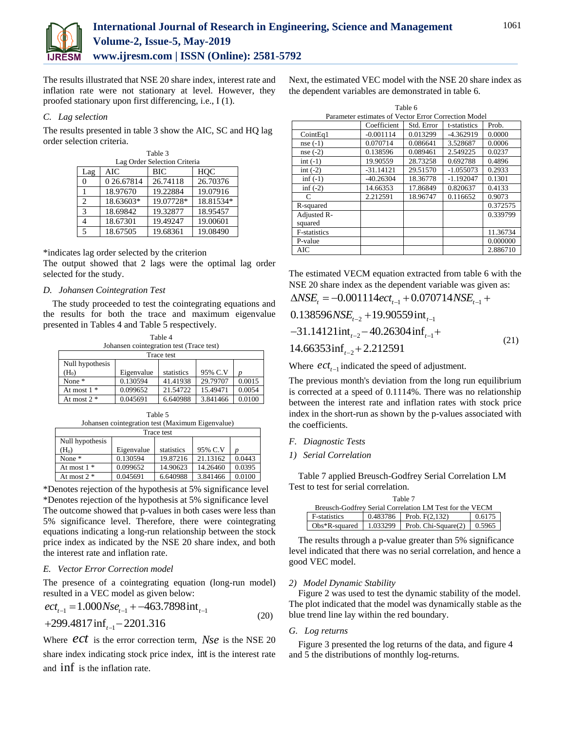The results illustrated that NSE 20 share index, interest rate and inflation rate were not stationary at level. However, they proofed stationary upon first differencing, i.e., I (1).

### *C. Lag selection*

The results presented in table 3 show the AIC, SC and HQ lag order selection criteria.

Table 3
Lag Order Selection Criteria

| Lag | AIC | BIC | HQC |
|---|---|---|---|
| 0 | 0 26.67814 | 26.74118 | 26.70376 |
| 1 | 18.97670 | 19.22884 | 19.07916 |
| 2 | 18.63603* | 19.07728* | 18.81534* |
| 3 | 18.69842 | 19.32877 | 18.95457 |
| 4 | 18.67301 | 19.49247 | 19.00601 |
| 5 | 18.67505 | 19.68361 | 19.08490 |

*indicates lag order selected by the criterion

The output showed that 2 lags were the optimal lag order selected for the study.

### *D. Johansen Cointegration Test*

The study proceeded to test the cointegrating equations and the results for both the trace and maximum eigenvalue presented in Tables 4 and Table 5 respectively.

Table 4
Johansen cointegration test (Trace test)

| Trace test | | | | |
|---|---|---|---|---|
| Null hypothesis ($H_0$) | Eigenvalue | statistics | 95% C.V | *p* |
| None * | 0.130594 | 41.41938 | 29.79707 | 0.0015 |
| At most 1 * | 0.099652 | 21.54722 | 15.49471 | 0.0054 |
| At most 2 * | 0.045691 | 6.640988 | 3.841466 | 0.0100 |

Table 5
Johansen cointegration test (Maximum Eigenvalue)

| Trace test | | | | |
|---|---|---|---|---|
| Null hypothesis ($H_0$) | Eigenvalue | statistics | 95% C.V | *p* |
| None * | 0.130594 | 19.87216 | 21.13162 | 0.0443 |
| At most 1 * | 0.099652 | 14.90623 | 14.26460 | 0.0395 |
| At most 2 * | 0.045691 | 6.640988 | 3.841466 | 0.0100 |

*Denotes rejection of the hypothesis at 5% significance level

*Denotes rejection of the hypothesis at 5% significance level

The outcome showed that p-values in both cases were less than 5% significance level. Therefore, there were cointegrating equations indicating a long-run relationship between the stock price index as indicated by the NSE 20 share index, and both the interest rate and inflation rate.

### *E. Vector Error Correction model*

The presence of a cointegrating equation (long-run model) resulted in a VEC model as given below:

$$ect_{t-1} = 1.000 Nse_{t-1} + -463.7898 \text{int}_{t-1} + 299.4817 \inf_{t-1} - 2201.316 \quad (20)$$

Where $ect$ is the error correction term, $Nse$ is the NSE 20 share index indicating stock price index, $\text{int}$ is the interest rate and $\inf$ is the inflation rate.

Next, the estimated VEC model with the NSE 20 share index as the dependent variables are demonstrated in table 6.

Table 6
Parameter estimates of Vector Error Correction Model

| | Coefficient | Std. Error | t-statistics | Prob. |
|---|---|---|---|---|
| CointEq1 | -0.001114 | 0.013299 | -4.362919 | 0.0000 |
| nse (-1) | 0.070714 | 0.086641 | 3.528687 | 0.0006 |
| nse (-2) | 0.138596 | 0.089461 | 2.549225 | 0.0237 |
| int (-1) | 19.90559 | 28.73258 | 0.692788 | 0.4896 |
| int (-2) | -31.14121 | 29.51570 | -1.055073 | 0.2933 |
| inf (-1) | -40.26304 | 18.36778 | -1.192047 | 0.1301 |
| inf (-2) | 14.66353 | 17.86849 | 0.820637 | 0.4133 |
| C | 2.212591 | 18.96747 | 0.116652 | 0.9073 |
| R-squared | | | | 0.372575 |
| Adjusted R-squared | | | | 0.339799 |
| F-statistics | | | | 11.36734 |
| P-value | | | | 0.000000 |
| AIC | | | | 2.886710 |

The estimated VECM equation extracted from table 6 with the NSE 20 share index as the dependent variable was given as:

$$\Delta NSE_t = -0.001114 ect_{t-1} + 0.070714 NSE_{t-1} + 0.138596 NSE_{t-2} + 19.90559 \text{int}_{t-1} - 31.14121 \text{int}_{t-2} - 40.26304 \inf_{t-1} + 14.66353 \inf_{t-2} + 2.212591 \quad (21)$$

Where $ect_{t-1}$ indicated the speed of adjustment.

The previous month's deviation from the long run equilibrium is corrected at a speed of 0.1114%. There was no relationship between the interest rate and inflation rates with stock price index in the short-run as shown by the p-values associated with the coefficients.

### *F. Diagnostic Tests*

#### *1) Serial Correlation*

Table 7 applied Breusch-Godfrey Serial Correlation LM Test to test for serial correlation.

Table 7
Breusch-Godfrey Serial Correlation LM Test for the VECM

| | | | |
|---|---|---|---|
| F-statistics | 0.483786 | Prob. F(2,132) | 0.6175 |
| Obs*R-squared | 1.033299 | Prob. Chi-Square(2) | 0.5965 |

The results through a p-value greater than 5% significance level indicated that there was no serial correlation, and hence a good VEC model.

#### *2) Model Dynamic Stability*

Figure 2 was used to test the dynamic stability of the model. The plot indicated that the model was dynamically stable as the blue trend line lay within the red boundary.

### *G. Log returns*

Figure 3 presented the log returns of the data, and figure 4 and 5 the distributions of monthly log-returns.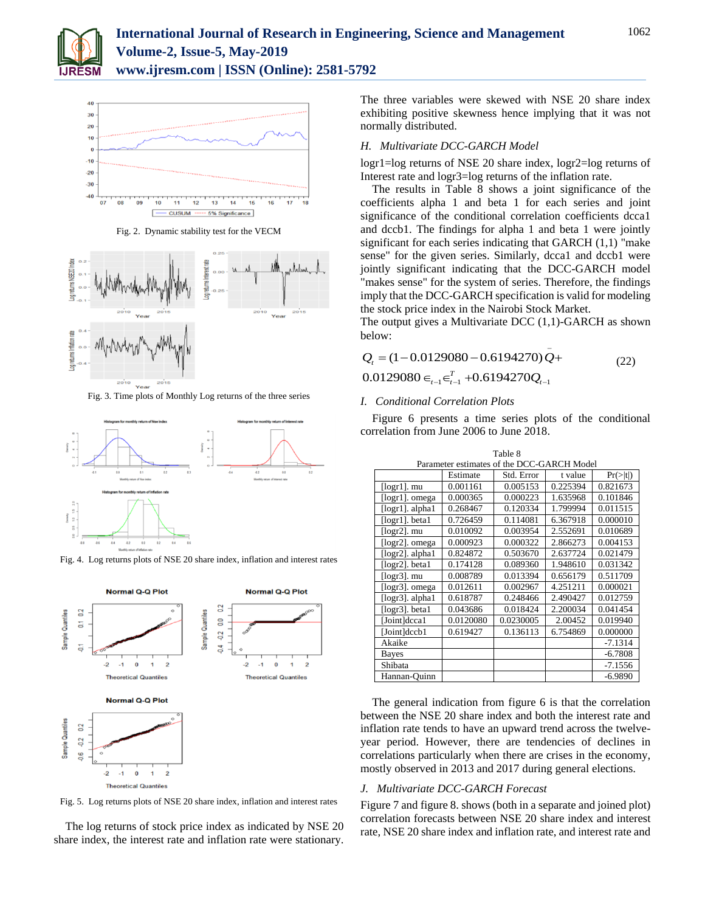Fig. 2. Dynamic stability test for the VECM

Fig. 3. Time plots of Monthly Log returns of the three series

Fig. 4. Log returns plots of NSE 20 share index, inflation and interest rates

Fig. 5. Log returns plots of NSE 20 share index, inflation and interest rates

The log returns of stock price index as indicated by NSE 20 share index, the interest rate and inflation rate were stationary. The three variables were skewed with NSE 20 share index exhibiting positive skewness hence implying that it was not normally distributed.

### *H. Multivariate DCC-GARCH Model*

logr1=log returns of NSE 20 share index, logr2=log returns of Interest rate and logr3=log returns of the inflation rate.

The results in Table 8 shows a joint significance of the coefficients alpha 1 and beta 1 for each series and joint significance of the conditional correlation coefficients dcca1 and dccb1. The findings for alpha 1 and beta 1 were jointly significant for each series indicating that GARCH (1,1) "make sense" for the given series. Similarly, dcca1 and dccb1 were jointly significant indicating that the DCC-GARCH model "makes sense" for the system of series. Therefore, the findings imply that the DCC-GARCH specification is valid for modeling the stock price index in the Nairobi Stock Market.

The output gives a Multivariate DCC (1,1)-GARCH as shown below:

$$Q_t = (1 - 0.0129080 - 0.6194270)\bar{Q} + 0.0129080 \in_{t-1} \in_{t-1}^T + 0.6194270 Q_{t-1} \tag{22}$$

### *I. Conditional Correlation Plots*

Figure 6 presents a time series plots of the conditional correlation from June 2006 to June 2018.

Table 8
Parameter estimates of the DCC-GARCH Model

| | Estimate | Std. Error | t value | Pr(>\|t\|) |
|---|---|---|---|---|
| [logr1]. mu | 0.001161 | 0.005153 | 0.225394 | 0.821673 |
| [logr1]. omega | 0.000365 | 0.000223 | 1.635968 | 0.101846 |
| [logr1]. alpha1 | 0.268467 | 0.120334 | 1.799994 | 0.011515 |
| [logr1]. beta1 | 0.726459 | 0.114081 | 6.367918 | 0.000010 |
| [logr2]. mu | 0.010092 | 0.003954 | 2.552691 | 0.010689 |
| [logr2]. omega | 0.000923 | 0.000322 | 2.866273 | 0.004153 |
| [logr2]. alpha1 | 0.824872 | 0.503670 | 2.637724 | 0.021479 |
| [logr2]. beta1 | 0.174128 | 0.089360 | 1.948610 | 0.031342 |
| [logr3]. mu | 0.008789 | 0.013394 | 0.656179 | 0.511709 |
| [logr3]. omega | 0.012611 | 0.002967 | 4.251211 | 0.000021 |
| [logr3]. alpha1 | 0.618787 | 0.248466 | 2.490427 | 0.012759 |
| [logr3]. beta1 | 0.043686 | 0.018424 | 2.200034 | 0.041454 |
| [Joint]dcca1 | 0.0120080 | 0.0230005 | 2.00452 | 0.019940 |
| [Joint]dccb1 | 0.619427 | 0.136113 | 6.754869 | 0.000000 |
| Akaike | | | | -7.1314 |
| Bayes | | | | -6.7808 |
| Shibata | | | | -7.1556 |
| Hannan-Quinn | | | | -6.9890 |

The general indication from figure 6 is that the correlation between the NSE 20 share index and both the interest rate and inflation rate tends to have an upward trend across the twelve-year period. However, there are tendencies of declines in correlations particularly when there are crises in the economy, mostly observed in 2013 and 2017 during general elections.

### *J. Multivariate DCC-GARCH Forecast*

Figure 7 and figure 8. shows (both in a separate and joined plot) correlation forecasts between NSE 20 share index and interest rate, NSE 20 share index and inflation rate, and interest rate and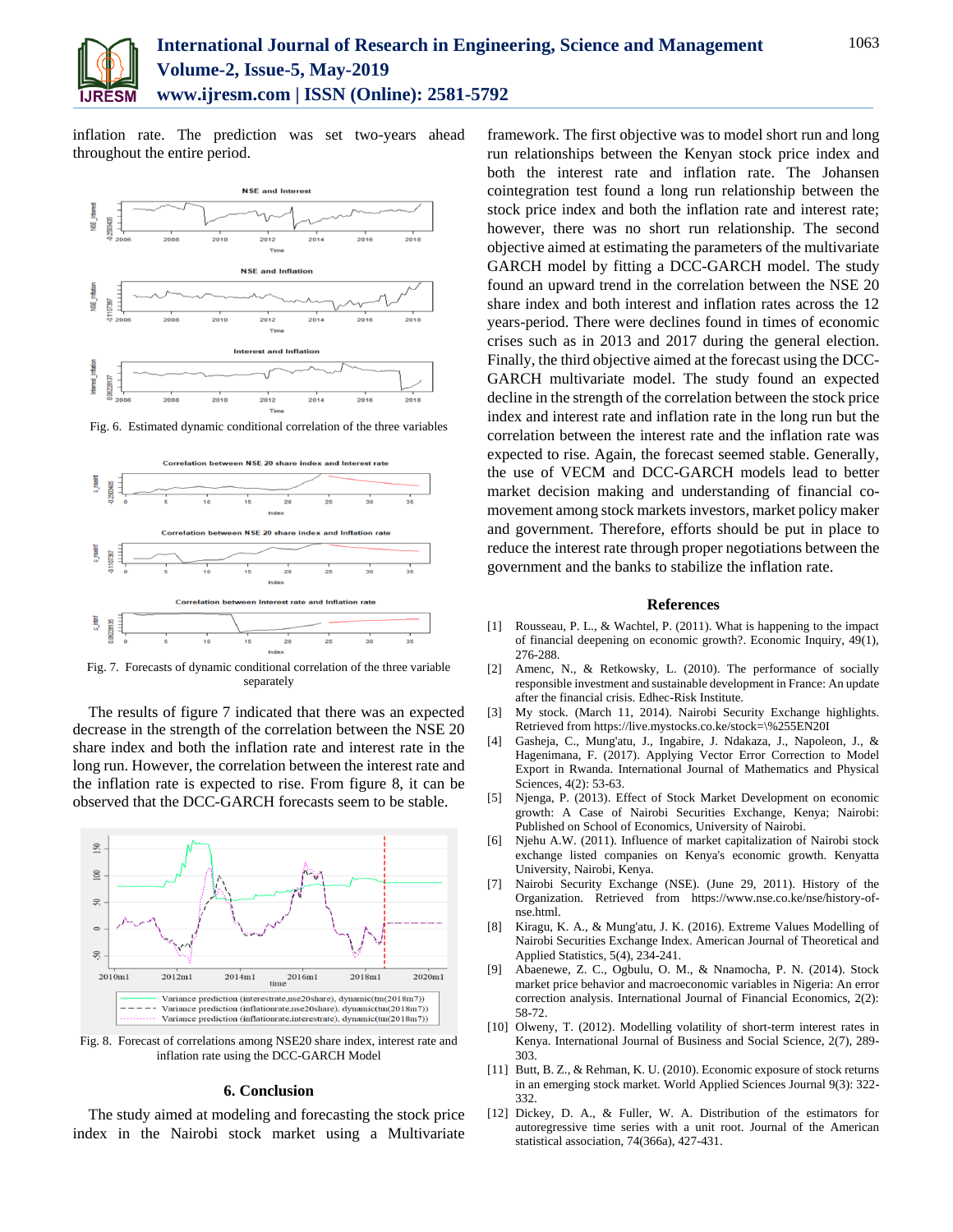inflation rate. The prediction was set two-years ahead throughout the entire period.

Fig. 6. Estimated dynamic conditional correlation of the three variables

Fig. 7. Forecasts of dynamic conditional correlation of the three variable separately

The results of figure 7 indicated that there was an expected decrease in the strength of the correlation between the NSE 20 share index and both the inflation rate and interest rate in the long run. However, the correlation between the interest rate and the inflation rate is expected to rise. From figure 8, it can be observed that the DCC-GARCH forecasts seem to be stable.

Fig. 8. Forecast of correlations among NSE20 share index, interest rate and inflation rate using the DCC-GARCH Model

## 6. Conclusion

The study aimed at modeling and forecasting the stock price index in the Nairobi stock market using a Multivariate framework. The first objective was to model short run and long run relationships between the Kenyan stock price index and both the interest rate and inflation rate. The Johansen cointegration test found a long run relationship between the stock price index and both the inflation rate and interest rate; however, there was no short run relationship. The second objective aimed at estimating the parameters of the multivariate GARCH model by fitting a DCC-GARCH model. The study found an upward trend in the correlation between the NSE 20 share index and both interest and inflation rates across the 12 years-period. There were declines found in times of economic crises such as in 2013 and 2017 during the general election. Finally, the third objective aimed at the forecast using the DCC-GARCH multivariate model. The study found an expected decline in the strength of the correlation between the stock price index and interest rate and inflation rate in the long run but the correlation between the interest rate and the inflation rate was expected to rise. Again, the forecast seemed stable. Generally, the use of VECM and DCC-GARCH models lead to better market decision making and understanding of financial co-movement among stock markets investors, market policy maker and government. Therefore, efforts should be put in place to reduce the interest rate through proper negotiations between the government and the banks to stabilize the inflation rate.

## References

[1] Rousseau, P. L., & Wachtel, P. (2011). What is happening to the impact of financial deepening on economic growth?. Economic Inquiry, 49(1), 276-288.

[2] Amenc, N., & Retkowsky, L. (2010). The performance of socially responsible investment and sustainable development in France: An update after the financial crisis. Edhec-Risk Institute.

[3] My stock. (March 11, 2014). Nairobi Security Exchange highlights. Retrieved from https://live.mystocks.co.ke/stock=\%255EN20I

[4] Gasheja, C., Mung'atu, J., Ingabire, J. Ndakaza, J., Napoleon, J., & Hagenimana, F. (2017). Applying Vector Error Correction to Model Export in Rwanda. International Journal of Mathematics and Physical Sciences, 4(2): 53-63.

[5] Njenga, P. (2013). Effect of Stock Market Development on economic growth: A Case of Nairobi Securities Exchange, Kenya; Nairobi: Published on School of Economics, University of Nairobi.

[6] Njehu A.W. (2011). Influence of market capitalization of Nairobi stock exchange listed companies on Kenya's economic growth. Kenyatta University, Nairobi, Kenya.

[7] Nairobi Security Exchange (NSE). (June 29, 2011). History of the Organization. Retrieved from https://www.nse.co.ke/nse/history-of-nse.html.

[8] Kiragu, K. A., & Mung'atu, J. K. (2016). Extreme Values Modelling of Nairobi Securities Exchange Index. American Journal of Theoretical and Applied Statistics, 5(4), 234-241.

[9] Abaenewe, Z. C., Ogbulu, O. M., & Nnamocha, P. N. (2014). Stock market price behavior and macroeconomic variables in Nigeria: An error correction analysis. International Journal of Financial Economics, 2(2): 58-72.

[10] Olweny, T. (2012). Modelling volatility of short-term interest rates in Kenya. International Journal of Business and Social Science, 2(7), 289-303.

[11] Butt, B. Z., & Rehman, K. U. (2010). Economic exposure of stock returns in an emerging stock market. World Applied Sciences Journal 9(3): 322-332.

[12] Dickey, D. A., & Fuller, W. A. Distribution of the estimators for autoregressive time series with a unit root. Journal of the American statistical association, 74(366a), 427-431.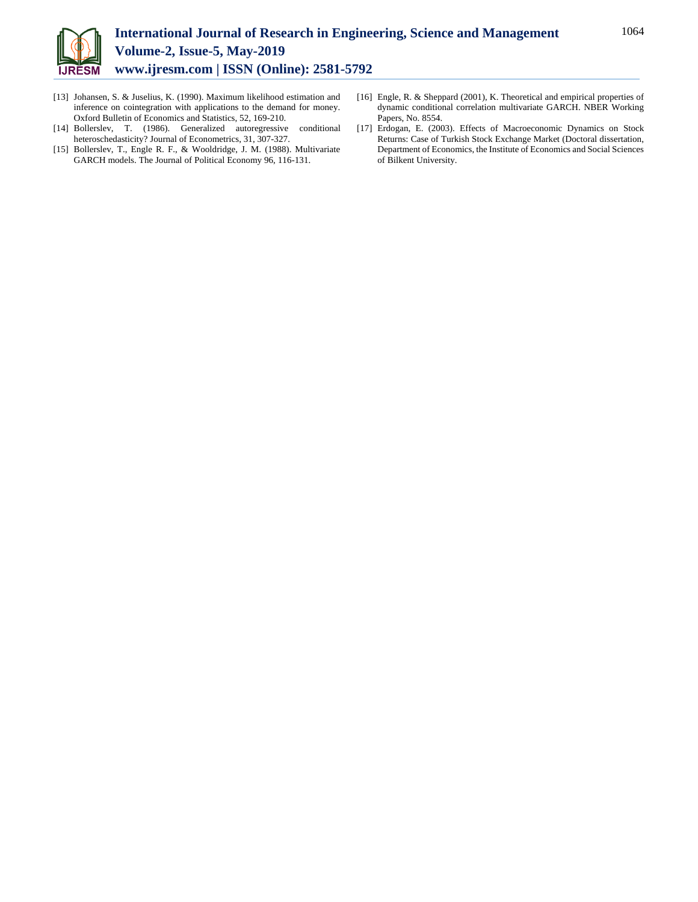[13] Johansen, S. & Juselius, K. (1990). Maximum likelihood estimation and inference on cointegration with applications to the demand for money. Oxford Bulletin of Economics and Statistics, 52, 169-210.

[14] Bollerslev, T. (1986). Generalized autoregressive conditional heteroschedasticity? Journal of Econometrics, 31, 307-327.

[15] Bollerslev, T., Engle R. F., & Wooldridge, J. M. (1988). Multivariate GARCH models. The Journal of Political Economy 96, 116-131.

[16] Engle, R. & Sheppard (2001), K. Theoretical and empirical properties of dynamic conditional correlation multivariate GARCH. NBER Working Papers, No. 8554.

[17] Erdogan, E. (2003). Effects of Macroeconomic Dynamics on Stock Returns: Case of Turkish Stock Exchange Market (Doctoral dissertation, Department of Economics, the Institute of Economics and Social Sciences of Bilkent University.